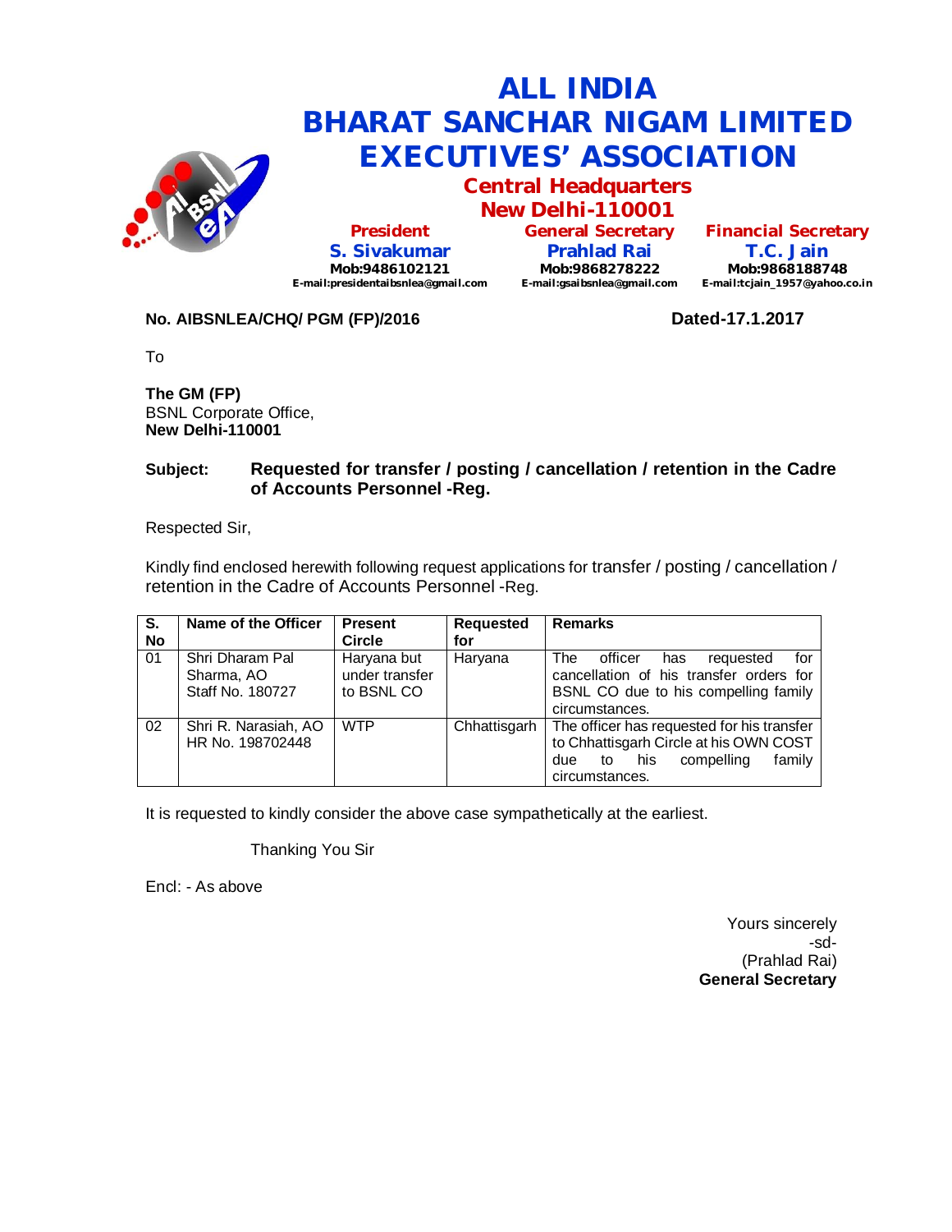# ALL INDIA
# BHARAT SANCHAR NIGAM LIMITED
# EXECUTIVES' ASSOCIATION

## Central Headquarters
## New Delhi-110001

| President | General Secretary | Financial Secretary |
|---|---|---|
| **S. Sivakumar** | **Prahlad Rai** | **T.C. Jain** |
| Mob:9486102121 | Mob:9868278222 | Mob:9868188748 |
| E-mail:presidentaibsnlea@gmail.com | E-mail:gsaibsnlea@gmail.com | E-mail:tcjain_1957@yahoo.co.in |

**No. AIBSNLEA/CHQ/ PGM (FP)/2016** **Dated-17.1.2017**

To

**The GM (FP)**
BSNL Corporate Office,
**New Delhi-110001**

**Subject: Requested for transfer / posting / cancellation / retention in the Cadre of Accounts Personnel -Reg.**

Respected Sir,

Kindly find enclosed herewith following request applications for transfer / posting / cancellation / retention in the Cadre of Accounts Personnel -Reg.

| S. No | Name of the Officer | Present Circle | Requested for | Remarks |
|---|---|---|---|---|
| 01 | Shri Dharam Pal Sharma, AO Staff No. 180727 | Haryana but under transfer to BSNL CO | Haryana | The officer has requested for cancellation of his transfer orders for BSNL CO due to his compelling family circumstances. |
| 02 | Shri R. Narasiah, AO HR No. 198702448 | WTP | Chhattisgarh | The officer has requested for his transfer to Chhattisgarh Circle at his OWN COST due to his compelling family circumstances. |

It is requested to kindly consider the above case sympathetically at the earliest.

Thanking You Sir

Encl: - As above

Yours sincerely
-sd-
(Prahlad Rai)
**General Secretary**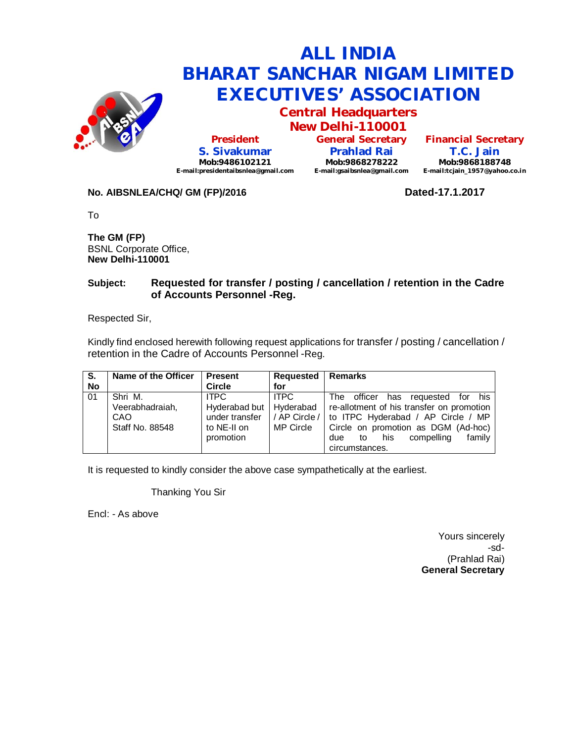# ALL INDIA BHARAT SANCHAR NIGAM LIMITED EXECUTIVES' ASSOCIATION

## Central Headquarters
## New Delhi-110001

| President | General Secretary | Financial Secretary |
|---|---|---|
| **S. Sivakumar** | **Prahlad Rai** | **T.C. Jain** |
| Mob:9486102121 | Mob:9868278222 | Mob:9868188748 |
| E-mail:presidentaibsnlea@gmail.com | E-mail:gsaibsnlea@gmail.com | E-mail:tcjain_1957@yahoo.co.in |

**No. AIBSNLEA/CHQ/ GM (FP)/2016** **Dated-17.1.2017**

To

**The GM (FP)**
BSNL Corporate Office,
**New Delhi-110001**

**Subject: Requested for transfer / posting / cancellation / retention in the Cadre of Accounts Personnel -Reg.**

Respected Sir,

Kindly find enclosed herewith following request applications for transfer / posting / cancellation / retention in the Cadre of Accounts Personnel -Reg.

| S. No | Name of the Officer | Present Circle | Requested for | Remarks |
|---|---|---|---|---|
| 01 | Shri M. Veerabhadraiah, CAO Staff No. 88548 | ITPC Hyderabad but under transfer to NE-II on promotion | ITPC Hyderabad / AP Circle / MP Circle | The officer has requested for his re-allotment of his transfer on promotion to ITPC Hyderabad / AP Circle / MP Circle on promotion as DGM (Ad-hoc) due to his compelling family circumstances. |

It is requested to kindly consider the above case sympathetically at the earliest.

Thanking You Sir

Encl: - As above

Yours sincerely
-sd-
(Prahlad Rai)
**General Secretary**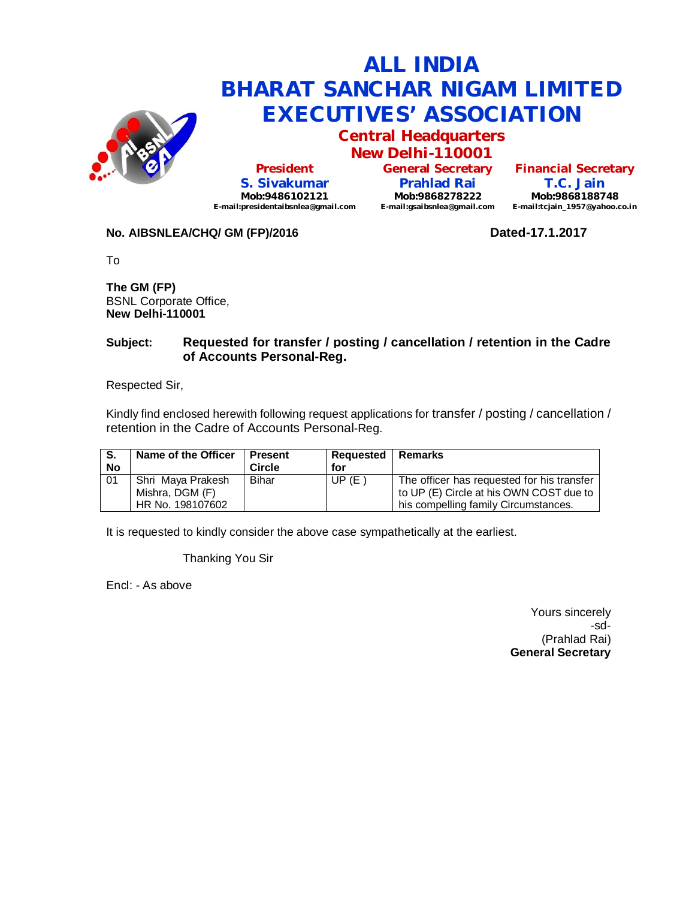# ALL INDIA BHARAT SANCHAR NIGAM LIMITED EXECUTIVES' ASSOCIATION

## Central Headquarters
## New Delhi-110001

| President | General Secretary | Financial Secretary |
|---|---|---|
| **S. Sivakumar** | **Prahlad Rai** | **T.C. Jain** |
| Mob:9486102121 | Mob:9868278222 | Mob:9868188748 |
| E-mail:presidentaibsnlea@gmail.com | E-mail:gsaibsnlea@gmail.com | E-mail:tcjain_1957@yahoo.co.in |

**No. AIBSNLEA/CHQ/ GM (FP)/2016** **Dated-17.1.2017**

To

**The GM (FP)**
BSNL Corporate Office,
**New Delhi-110001**

**Subject: Requested for transfer / posting / cancellation / retention in the Cadre of Accounts Personal-Reg.**

Respected Sir,

Kindly find enclosed herewith following request applications for transfer / posting / cancellation / retention in the Cadre of Accounts Personal-Reg.

| S. No | Name of the Officer | Present Circle | Requested for | Remarks |
|---|---|---|---|---|
| 01 | Shri Maya Prakesh Mishra, DGM (F) HR No. 198107602 | Bihar | UP (E ) | The officer has requested for his transfer to UP (E) Circle at his OWN COST due to his compelling family Circumstances. |

It is requested to kindly consider the above case sympathetically at the earliest.

Thanking You Sir

Encl: - As above

Yours sincerely
-sd-
(Prahlad Rai)
**General Secretary**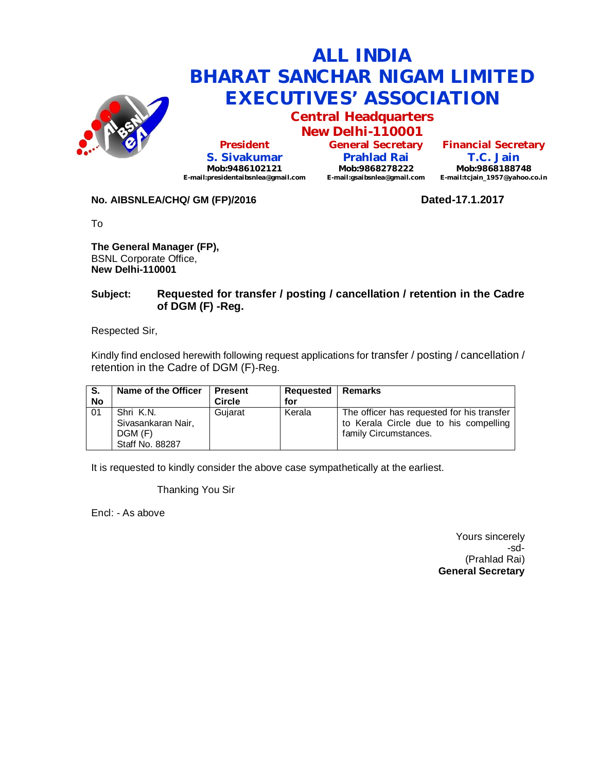# ALL INDIA BHARAT SANCHAR NIGAM LIMITED EXECUTIVES' ASSOCIATION

## Central Headquarters
## New Delhi-110001

**President**
**S. Sivakumar**
**Mob:9486102121**
**E-mail:presidentaibsnlea@gmail.com**

**General Secretary**
**Prahlad Rai**
**Mob:9868278222**
**E-mail:gsaibsnlea@gmail.com**

**Financial Secretary**
**T.C. Jain**
**Mob:9868188748**
**E-mail:tcjain_1957@yahoo.co.in**

**No. AIBSNLEA/CHQ/ GM (FP)/2016** **Dated-17.1.2017**

To

**The General Manager (FP),**
BSNL Corporate Office,
**New Delhi-110001**

**Subject: Requested for transfer / posting / cancellation / retention in the Cadre of DGM (F) -Reg.**

Respected Sir,

Kindly find enclosed herewith following request applications for transfer / posting / cancellation / retention in the Cadre of DGM (F)-Reg.

| S. No | Name of the Officer | Present Circle | Requested for | Remarks |
|---|---|---|---|---|
| 01 | Shri K.N. Sivasankaran Nair, DGM (F) Staff No. 88287 | Gujarat | Kerala | The officer has requested for his transfer to Kerala Circle due to his compelling family Circumstances. |

It is requested to kindly consider the above case sympathetically at the earliest.

Thanking You Sir

Encl: - As above

Yours sincerely
-sd-
(Prahlad Rai)
**General Secretary**